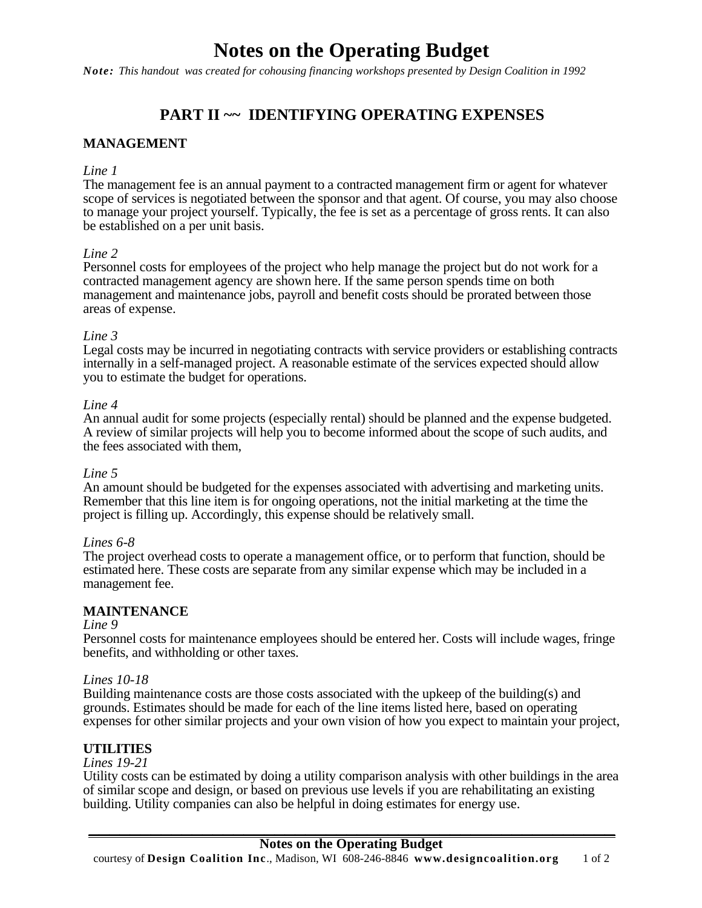# Notes on the Operating Budget

***Note:** This handout was created for cohousing financing workshops presented by Design Coalition in 1992*

## PART II ~~ IDENTIFYING OPERATING EXPENSES

### MANAGEMENT

*Line 1*

The management fee is an annual payment to a contracted management firm or agent for whatever scope of services is negotiated between the sponsor and that agent. Of course, you may also choose to manage your project yourself. Typically, the fee is set as a percentage of gross rents. It can also be established on a per unit basis.

*Line 2*

Personnel costs for employees of the project who help manage the project but do not work for a contracted management agency are shown here. If the same person spends time on both management and maintenance jobs, payroll and benefit costs should be prorated between those areas of expense.

*Line 3*

Legal costs may be incurred in negotiating contracts with service providers or establishing contracts internally in a self-managed project. A reasonable estimate of the services expected should allow you to estimate the budget for operations.

*Line 4*

An annual audit for some projects (especially rental) should be planned and the expense budgeted. A review of similar projects will help you to become informed about the scope of such audits, and the fees associated with them,

*Line 5*

An amount should be budgeted for the expenses associated with advertising and marketing units. Remember that this line item is for ongoing operations, not the initial marketing at the time the project is filling up. Accordingly, this expense should be relatively small.

*Lines 6-8*

The project overhead costs to operate a management office, or to perform that function, should be estimated here. These costs are separate from any similar expense which may be included in a management fee.

### MAINTENANCE

*Line 9*

Personnel costs for maintenance employees should be entered her. Costs will include wages, fringe benefits, and withholding or other taxes.

*Lines 10-18*

Building maintenance costs are those costs associated with the upkeep of the building(s) and grounds. Estimates should be made for each of the line items listed here, based on operating expenses for other similar projects and your own vision of how you expect to maintain your project,

### UTILITIES

*Lines 19-21*

Utility costs can be estimated by doing a utility comparison analysis with other buildings in the area of similar scope and design, or based on previous use levels if you are rehabilitating an existing building. Utility companies can also be helpful in doing estimates for energy use.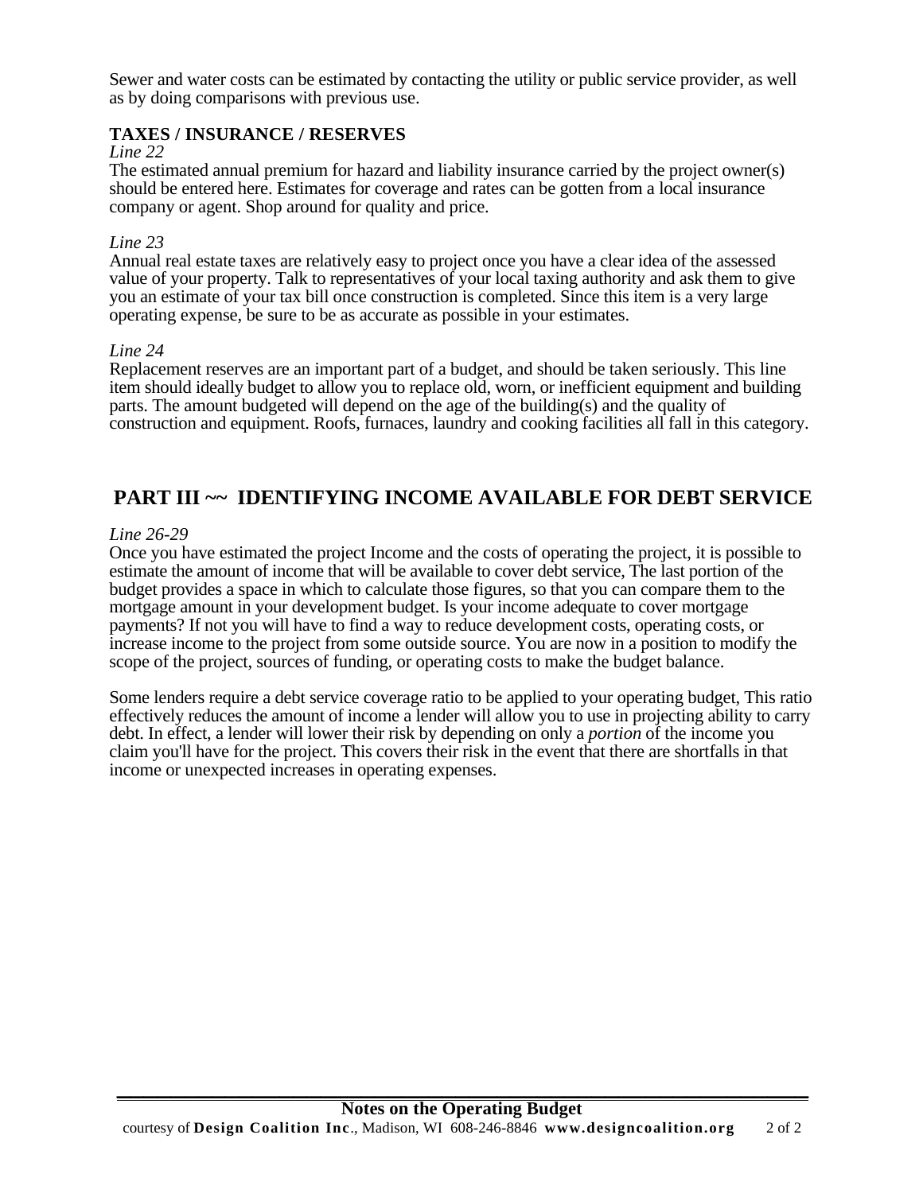Sewer and water costs can be estimated by contacting the utility or public service provider, as well as by doing comparisons with previous use.

### TAXES / INSURANCE / RESERVES

*Line 22*

The estimated annual premium for hazard and liability insurance carried by the project owner(s) should be entered here. Estimates for coverage and rates can be gotten from a local insurance company or agent. Shop around for quality and price.

*Line 23*

Annual real estate taxes are relatively easy to project once you have a clear idea of the assessed value of your property. Talk to representatives of your local taxing authority and ask them to give you an estimate of your tax bill once construction is completed. Since this item is a very large operating expense, be sure to be as accurate as possible in your estimates.

*Line 24*

Replacement reserves are an important part of a budget, and should be taken seriously. This line item should ideally budget to allow you to replace old, worn, or inefficient equipment and building parts. The amount budgeted will depend on the age of the building(s) and the quality of construction and equipment. Roofs, furnaces, laundry and cooking facilities all fall in this category.

## PART III ~~ IDENTIFYING INCOME AVAILABLE FOR DEBT SERVICE

*Line 26-29*

Once you have estimated the project Income and the costs of operating the project, it is possible to estimate the amount of income that will be available to cover debt service, The last portion of the budget provides a space in which to calculate those figures, so that you can compare them to the mortgage amount in your development budget. Is your income adequate to cover mortgage payments? If not you will have to find a way to reduce development costs, operating costs, or increase income to the project from some outside source. You are now in a position to modify the scope of the project, sources of funding, or operating costs to make the budget balance.

Some lenders require a debt service coverage ratio to be applied to your operating budget, This ratio effectively reduces the amount of income a lender will allow you to use in projecting ability to carry debt. In effect, a lender will lower their risk by depending on only a *portion* of the income you claim you'll have for the project. This covers their risk in the event that there are shortfalls in that income or unexpected increases in operating expenses.